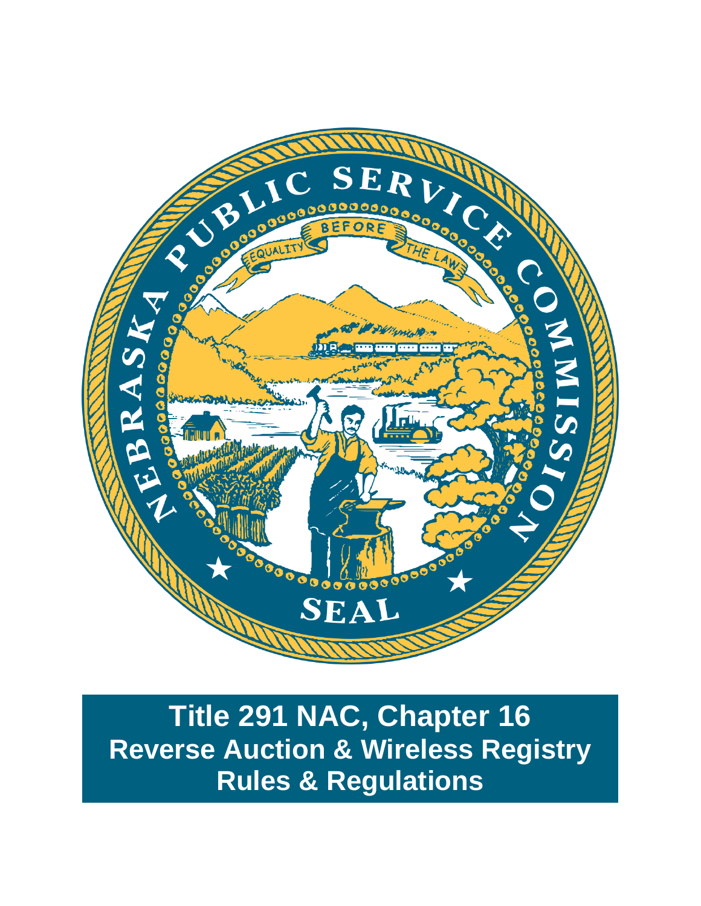# Title 291 NAC, Chapter 16
## Reverse Auction & Wireless Registry
## Rules & Regulations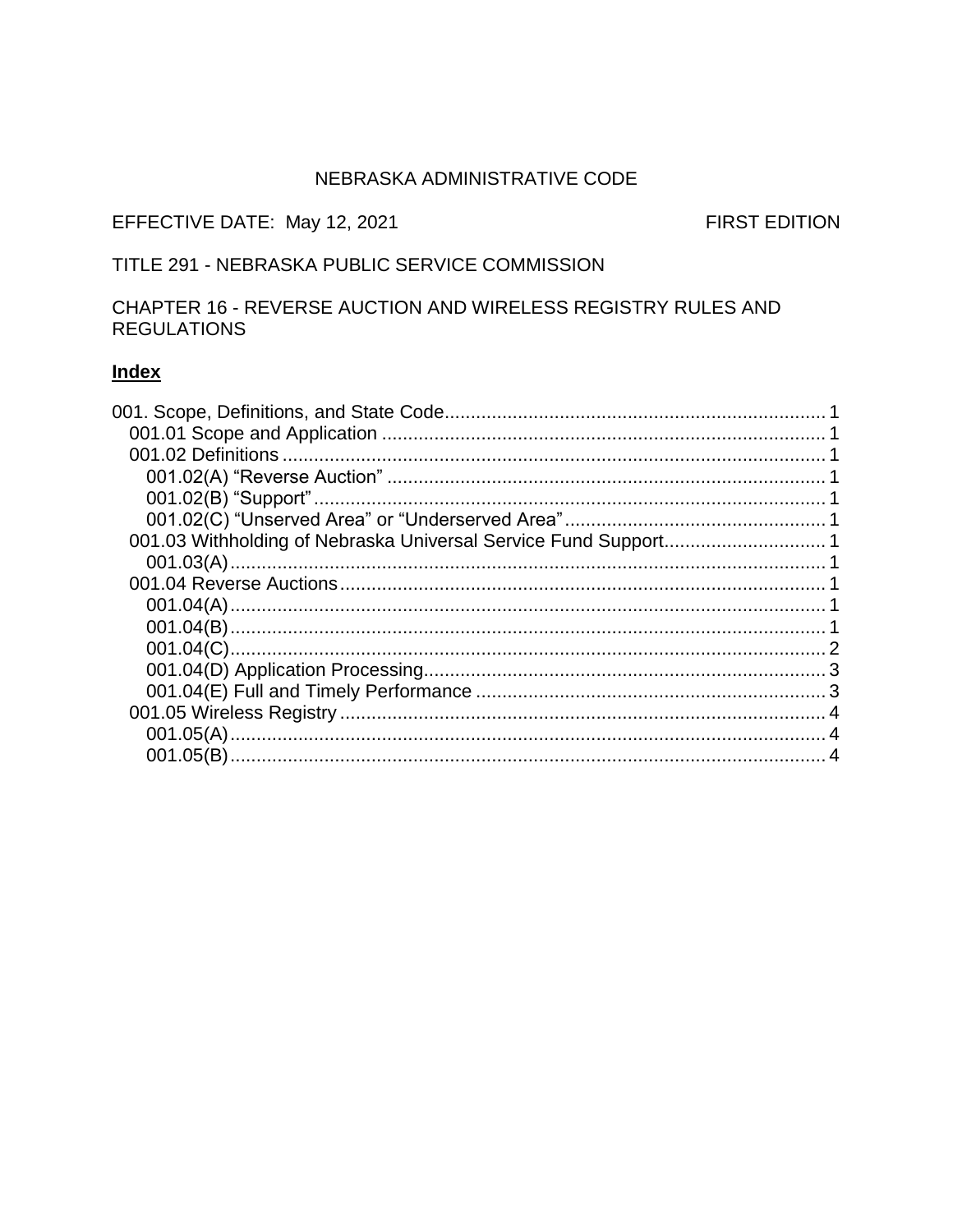NEBRASKA ADMINISTRATIVE CODE

EFFECTIVE DATE: May 12, 2021 FIRST EDITION

TITLE 291 - NEBRASKA PUBLIC SERVICE COMMISSION

CHAPTER 16 - REVERSE AUCTION AND WIRELESS REGISTRY RULES AND REGULATIONS

## Index

001. Scope, Definitions, and State Code........................................................................ 1
   - 001.01 Scope and Application ..................................................................................... 1
   - 001.02 Definitions ......................................................................................................... 1
     - 001.02(A) "Reverse Auction" .................................................................................... 1
     - 001.02(B) "Support" .................................................................................................. 1
     - 001.02(C) "Unserved Area" or "Underserved Area" .................................................. 1
   - 001.03 Withholding of Nebraska Universal Service Fund Support............................... 1
     - 001.03(A).................................................................................................................. 1
   - 001.04 Reverse Auctions ............................................................................................. 1
     - 001.04(A).................................................................................................................. 1
     - 001.04(B).................................................................................................................. 1
     - 001.04(C).................................................................................................................. 2
     - 001.04(D) Application Processing............................................................................. 3
     - 001.04(E) Full and Timely Performance ................................................................... 3
   - 001.05 Wireless Registry ............................................................................................. 4
     - 001.05(A).................................................................................................................. 4
     - 001.05(B).................................................................................................................. 4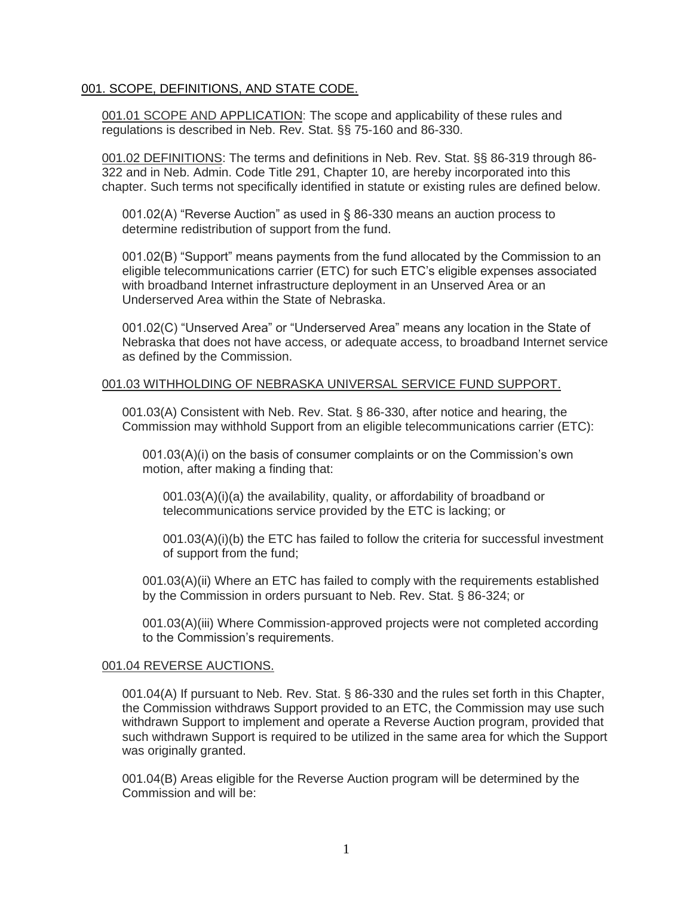## 001. SCOPE, DEFINITIONS, AND STATE CODE.

001.01 SCOPE AND APPLICATION: The scope and applicability of these rules and regulations is described in Neb. Rev. Stat. §§ 75-160 and 86-330.

001.02 DEFINITIONS: The terms and definitions in Neb. Rev. Stat. §§ 86-319 through 86-322 and in Neb. Admin. Code Title 291, Chapter 10, are hereby incorporated into this chapter. Such terms not specifically identified in statute or existing rules are defined below.

001.02(A) "Reverse Auction" as used in § 86-330 means an auction process to determine redistribution of support from the fund.

001.02(B) "Support" means payments from the fund allocated by the Commission to an eligible telecommunications carrier (ETC) for such ETC's eligible expenses associated with broadband Internet infrastructure deployment in an Unserved Area or an Underserved Area within the State of Nebraska.

001.02(C) "Unserved Area" or "Underserved Area" means any location in the State of Nebraska that does not have access, or adequate access, to broadband Internet service as defined by the Commission.

### 001.03 WITHHOLDING OF NEBRASKA UNIVERSAL SERVICE FUND SUPPORT.

001.03(A) Consistent with Neb. Rev. Stat. § 86-330, after notice and hearing, the Commission may withhold Support from an eligible telecommunications carrier (ETC):

001.03(A)(i) on the basis of consumer complaints or on the Commission's own motion, after making a finding that:

001.03(A)(i)(a) the availability, quality, or affordability of broadband or telecommunications service provided by the ETC is lacking; or

001.03(A)(i)(b) the ETC has failed to follow the criteria for successful investment of support from the fund;

001.03(A)(ii) Where an ETC has failed to comply with the requirements established by the Commission in orders pursuant to Neb. Rev. Stat. § 86-324; or

001.03(A)(iii) Where Commission-approved projects were not completed according to the Commission's requirements.

### 001.04 REVERSE AUCTIONS.

001.04(A) If pursuant to Neb. Rev. Stat. § 86-330 and the rules set forth in this Chapter, the Commission withdraws Support provided to an ETC, the Commission may use such withdrawn Support to implement and operate a Reverse Auction program, provided that such withdrawn Support is required to be utilized in the same area for which the Support was originally granted.

001.04(B) Areas eligible for the Reverse Auction program will be determined by the Commission and will be: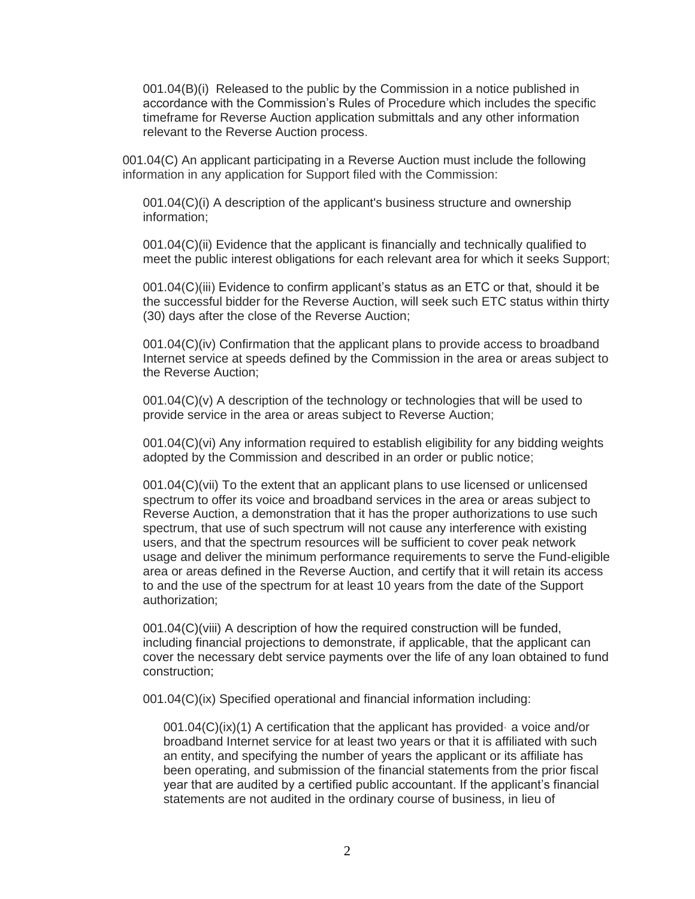001.04(B)(i) Released to the public by the Commission in a notice published in accordance with the Commission's Rules of Procedure which includes the specific timeframe for Reverse Auction application submittals and any other information relevant to the Reverse Auction process.

001.04(C) An applicant participating in a Reverse Auction must include the following information in any application for Support filed with the Commission:

001.04(C)(i) A description of the applicant's business structure and ownership information;

001.04(C)(ii) Evidence that the applicant is financially and technically qualified to meet the public interest obligations for each relevant area for which it seeks Support;

001.04(C)(iii) Evidence to confirm applicant's status as an ETC or that, should it be the successful bidder for the Reverse Auction, will seek such ETC status within thirty (30) days after the close of the Reverse Auction;

001.04(C)(iv) Confirmation that the applicant plans to provide access to broadband Internet service at speeds defined by the Commission in the area or areas subject to the Reverse Auction;

001.04(C)(v) A description of the technology or technologies that will be used to provide service in the area or areas subject to Reverse Auction;

001.04(C)(vi) Any information required to establish eligibility for any bidding weights adopted by the Commission and described in an order or public notice;

001.04(C)(vii) To the extent that an applicant plans to use licensed or unlicensed spectrum to offer its voice and broadband services in the area or areas subject to Reverse Auction, a demonstration that it has the proper authorizations to use such spectrum, that use of such spectrum will not cause any interference with existing users, and that the spectrum resources will be sufficient to cover peak network usage and deliver the minimum performance requirements to serve the Fund-eligible area or areas defined in the Reverse Auction, and certify that it will retain its access to and the use of the spectrum for at least 10 years from the date of the Support authorization;

001.04(C)(viii) A description of how the required construction will be funded, including financial projections to demonstrate, if applicable, that the applicant can cover the necessary debt service payments over the life of any loan obtained to fund construction;

001.04(C)(ix) Specified operational and financial information including:

001.04(C)(ix)(1) A certification that the applicant has provided a voice and/or broadband Internet service for at least two years or that it is affiliated with such an entity, and specifying the number of years the applicant or its affiliate has been operating, and submission of the financial statements from the prior fiscal year that are audited by a certified public accountant. If the applicant's financial statements are not audited in the ordinary course of business, in lieu of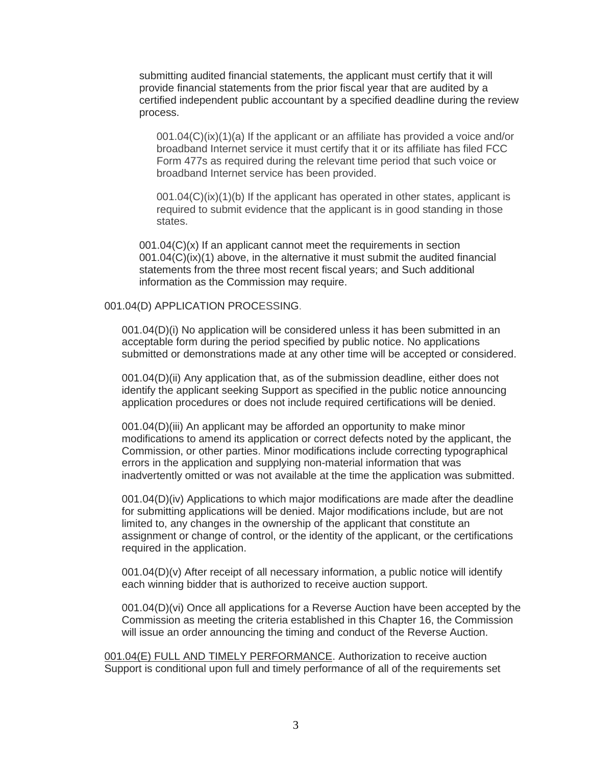submitting audited financial statements, the applicant must certify that it will provide financial statements from the prior fiscal year that are audited by a certified independent public accountant by a specified deadline during the review process.

001.04(C)(ix)(1)(a) If the applicant or an affiliate has provided a voice and/or broadband Internet service it must certify that it or its affiliate has filed FCC Form 477s as required during the relevant time period that such voice or broadband Internet service has been provided.

001.04(C)(ix)(1)(b) If the applicant has operated in other states, applicant is required to submit evidence that the applicant is in good standing in those states.

001.04(C)(x) If an applicant cannot meet the requirements in section 001.04(C)(ix)(1) above, in the alternative it must submit the audited financial statements from the three most recent fiscal years; and Such additional information as the Commission may require.

001.04(D) APPLICATION PROCESSING.

001.04(D)(i) No application will be considered unless it has been submitted in an acceptable form during the period specified by public notice. No applications submitted or demonstrations made at any other time will be accepted or considered.

001.04(D)(ii) Any application that, as of the submission deadline, either does not identify the applicant seeking Support as specified in the public notice announcing application procedures or does not include required certifications will be denied.

001.04(D)(iii) An applicant may be afforded an opportunity to make minor modifications to amend its application or correct defects noted by the applicant, the Commission, or other parties. Minor modifications include correcting typographical errors in the application and supplying non-material information that was inadvertently omitted or was not available at the time the application was submitted.

001.04(D)(iv) Applications to which major modifications are made after the deadline for submitting applications will be denied. Major modifications include, but are not limited to, any changes in the ownership of the applicant that constitute an assignment or change of control, or the identity of the applicant, or the certifications required in the application.

001.04(D)(v) After receipt of all necessary information, a public notice will identify each winning bidder that is authorized to receive auction support.

001.04(D)(vi) Once all applications for a Reverse Auction have been accepted by the Commission as meeting the criteria established in this Chapter 16, the Commission will issue an order announcing the timing and conduct of the Reverse Auction.

<u>001.04(E) FULL AND TIMELY PERFORMANCE</u>. Authorization to receive auction Support is conditional upon full and timely performance of all of the requirements set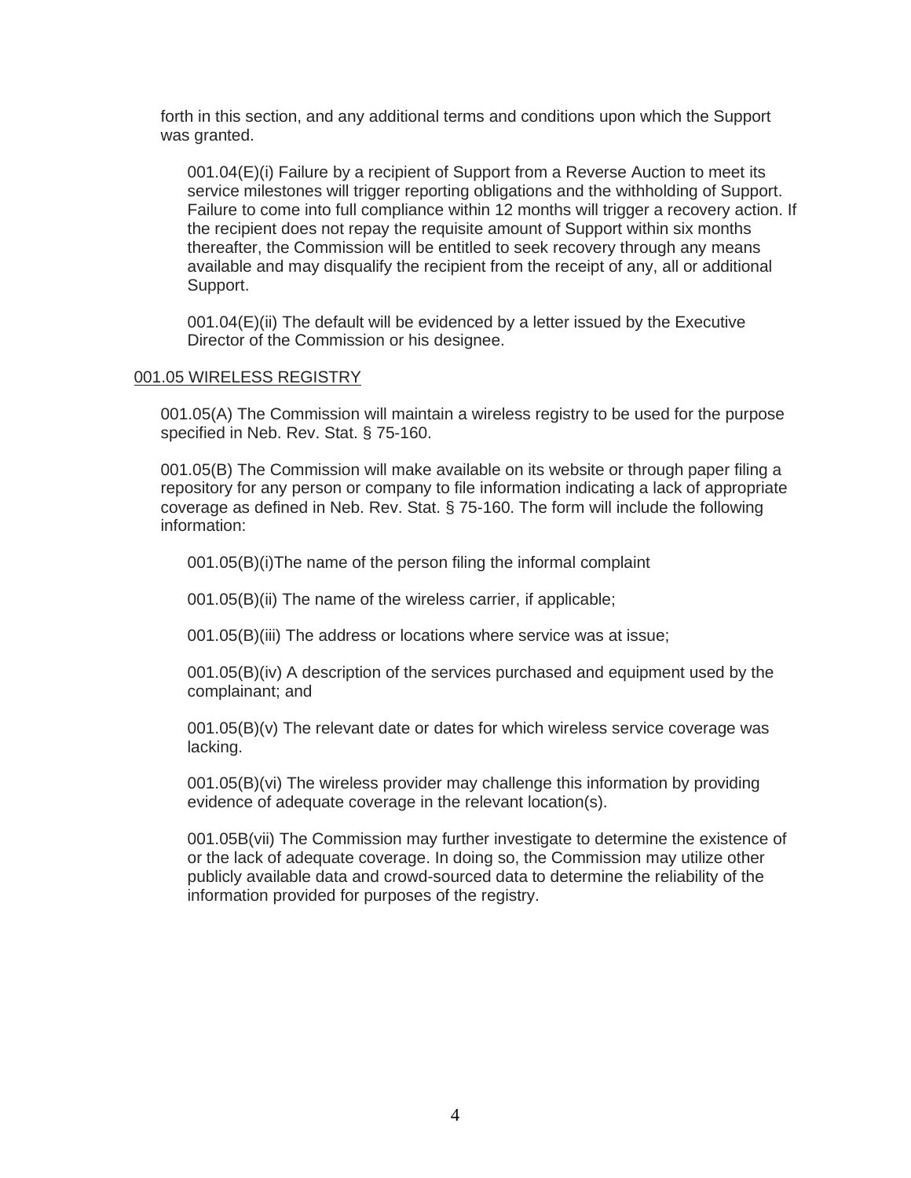forth in this section, and any additional terms and conditions upon which the Support was granted.

001.04(E)(i) Failure by a recipient of Support from a Reverse Auction to meet its service milestones will trigger reporting obligations and the withholding of Support. Failure to come into full compliance within 12 months will trigger a recovery action. If the recipient does not repay the requisite amount of Support within six months thereafter, the Commission will be entitled to seek recovery through any means available and may disqualify the recipient from the receipt of any, all or additional Support.

001.04(E)(ii) The default will be evidenced by a letter issued by the Executive Director of the Commission or his designee.

<u>001.05 WIRELESS REGISTRY</u>

001.05(A) The Commission will maintain a wireless registry to be used for the purpose specified in Neb. Rev. Stat. § 75-160.

001.05(B) The Commission will make available on its website or through paper filing a repository for any person or company to file information indicating a lack of appropriate coverage as defined in Neb. Rev. Stat. § 75-160. The form will include the following information:

001.05(B)(i)The name of the person filing the informal complaint

001.05(B)(ii) The name of the wireless carrier, if applicable;

001.05(B)(iii) The address or locations where service was at issue;

001.05(B)(iv) A description of the services purchased and equipment used by the complainant; and

001.05(B)(v) The relevant date or dates for which wireless service coverage was lacking.

001.05(B)(vi) The wireless provider may challenge this information by providing evidence of adequate coverage in the relevant location(s).

001.05B(vii) The Commission may further investigate to determine the existence of or the lack of adequate coverage. In doing so, the Commission may utilize other publicly available data and crowd-sourced data to determine the reliability of the information provided for purposes of the registry.